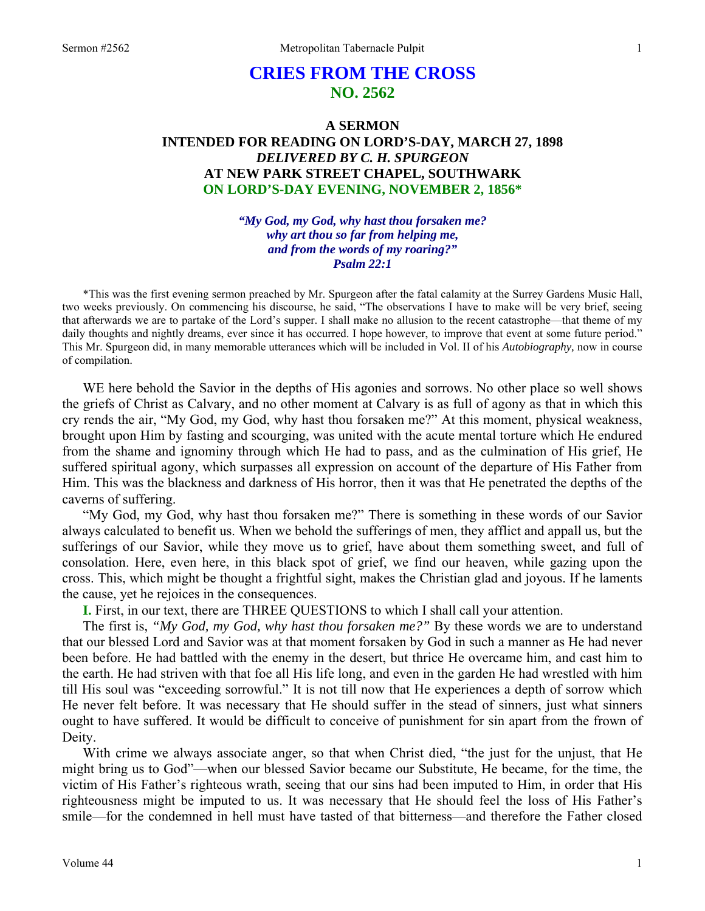# CRIES FROM THE CROSS
## NO. 2562

### A SERMON
### INTENDED FOR READING ON LORD'S-DAY, MARCH 27, 1898
### *DELIVERED BY C. H. SPURGEON*
### AT NEW PARK STREET CHAPEL, SOUTHWARK
### ON LORD'S-DAY EVENING, NOVEMBER 2, 1856*

*"My God, my God, why hast thou forsaken me?*
*why art thou so far from helping me,*
*and from the words of my roaring?"*
*Psalm 22:1*

*This was the first evening sermon preached by Mr. Spurgeon after the fatal calamity at the Surrey Gardens Music Hall, two weeks previously. On commencing his discourse, he said, "The observations I have to make will be very brief, seeing that afterwards we are to partake of the Lord's supper. I shall make no allusion to the recent catastrophe—that theme of my daily thoughts and nightly dreams, ever since it has occurred. I hope however, to improve that event at some future period." This Mr. Spurgeon did, in many memorable utterances which will be included in Vol. II of his *Autobiography,* now in course of compilation.

WE here behold the Savior in the depths of His agonies and sorrows. No other place so well shows the griefs of Christ as Calvary, and no other moment at Calvary is as full of agony as that in which this cry rends the air, "My God, my God, why hast thou forsaken me?" At this moment, physical weakness, brought upon Him by fasting and scourging, was united with the acute mental torture which He endured from the shame and ignominy through which He had to pass, and as the culmination of His grief, He suffered spiritual agony, which surpasses all expression on account of the departure of His Father from Him. This was the blackness and darkness of His horror, then it was that He penetrated the depths of the caverns of suffering.

"My God, my God, why hast thou forsaken me?" There is something in these words of our Savior always calculated to benefit us. When we behold the sufferings of men, they afflict and appall us, but the sufferings of our Savior, while they move us to grief, have about them something sweet, and full of consolation. Here, even here, in this black spot of grief, we find our heaven, while gazing upon the cross. This, which might be thought a frightful sight, makes the Christian glad and joyous. If he laments the cause, yet he rejoices in the consequences.

**I.** First, in our text, there are THREE QUESTIONS to which I shall call your attention.

The first is, *"My God, my God, why hast thou forsaken me?"* By these words we are to understand that our blessed Lord and Savior was at that moment forsaken by God in such a manner as He had never been before. He had battled with the enemy in the desert, but thrice He overcame him, and cast him to the earth. He had striven with that foe all His life long, and even in the garden He had wrestled with him till His soul was "exceeding sorrowful." It is not till now that He experiences a depth of sorrow which He never felt before. It was necessary that He should suffer in the stead of sinners, just what sinners ought to have suffered. It would be difficult to conceive of punishment for sin apart from the frown of Deity.

With crime we always associate anger, so that when Christ died, "the just for the unjust, that He might bring us to God"—when our blessed Savior became our Substitute, He became, for the time, the victim of His Father's righteous wrath, seeing that our sins had been imputed to Him, in order that His righteousness might be imputed to us. It was necessary that He should feel the loss of His Father's smile—for the condemned in hell must have tasted of that bitterness—and therefore the Father closed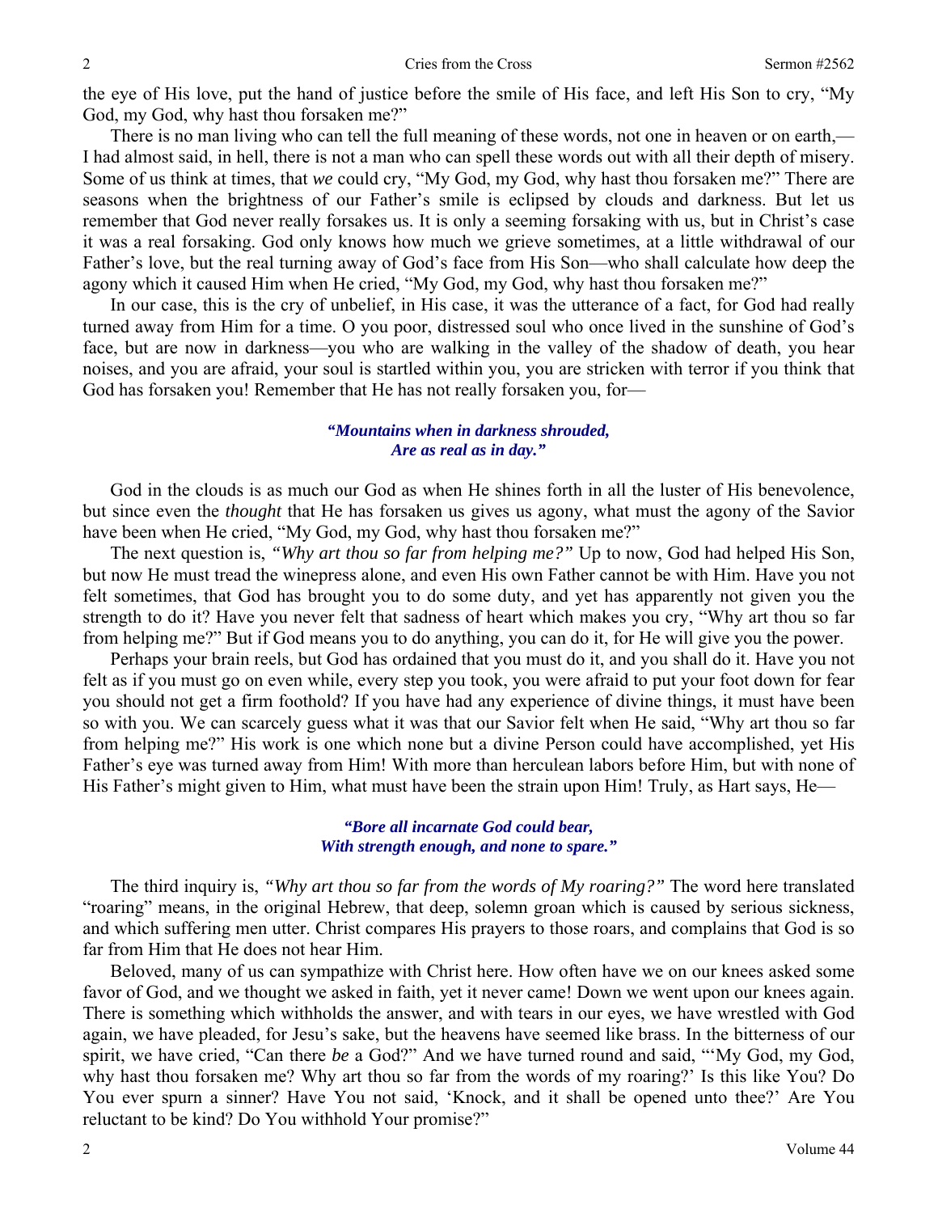the eye of His love, put the hand of justice before the smile of His face, and left His Son to cry, "My God, my God, why hast thou forsaken me?"

There is no man living who can tell the full meaning of these words, not one in heaven or on earth,—I had almost said, in hell, there is not a man who can spell these words out with all their depth of misery. Some of us think at times, that *we* could cry, "My God, my God, why hast thou forsaken me?" There are seasons when the brightness of our Father's smile is eclipsed by clouds and darkness. But let us remember that God never really forsakes us. It is only a seeming forsaking with us, but in Christ's case it was a real forsaking. God only knows how much we grieve sometimes, at a little withdrawal of our Father's love, but the real turning away of God's face from His Son—who shall calculate how deep the agony which it caused Him when He cried, "My God, my God, why hast thou forsaken me?"

In our case, this is the cry of unbelief, in His case, it was the utterance of a fact, for God had really turned away from Him for a time. O you poor, distressed soul who once lived in the sunshine of God's face, but are now in darkness—you who are walking in the valley of the shadow of death, you hear noises, and you are afraid, your soul is startled within you, you are stricken with terror if you think that God has forsaken you! Remember that He has not really forsaken you, for—

> ***"Mountains when in darkness shrouded,***
> ***Are as real as in day."***

God in the clouds is as much our God as when He shines forth in all the luster of His benevolence, but since even the *thought* that He has forsaken us gives us agony, what must the agony of the Savior have been when He cried, "My God, my God, why hast thou forsaken me?"

The next question is, *"Why art thou so far from helping me?"* Up to now, God had helped His Son, but now He must tread the winepress alone, and even His own Father cannot be with Him. Have you not felt sometimes, that God has brought you to do some duty, and yet has apparently not given you the strength to do it? Have you never felt that sadness of heart which makes you cry, "Why art thou so far from helping me?" But if God means you to do anything, you can do it, for He will give you the power.

Perhaps your brain reels, but God has ordained that you must do it, and you shall do it. Have you not felt as if you must go on even while, every step you took, you were afraid to put your foot down for fear you should not get a firm foothold? If you have had any experience of divine things, it must have been so with you. We can scarcely guess what it was that our Savior felt when He said, "Why art thou so far from helping me?" His work is one which none but a divine Person could have accomplished, yet His Father's eye was turned away from Him! With more than herculean labors before Him, but with none of His Father's might given to Him, what must have been the strain upon Him! Truly, as Hart says, He—

> ***"Bore all incarnate God could bear,***
> ***With strength enough, and none to spare."***

The third inquiry is, *"Why art thou so far from the words of My roaring?"* The word here translated "roaring" means, in the original Hebrew, that deep, solemn groan which is caused by serious sickness, and which suffering men utter. Christ compares His prayers to those roars, and complains that God is so far from Him that He does not hear Him.

Beloved, many of us can sympathize with Christ here. How often have we on our knees asked some favor of God, and we thought we asked in faith, yet it never came! Down we went upon our knees again. There is something which withholds the answer, and with tears in our eyes, we have wrestled with God again, we have pleaded, for Jesu's sake, but the heavens have seemed like brass. In the bitterness of our spirit, we have cried, "Can there *be* a God?" And we have turned round and said, "'My God, my God, why hast thou forsaken me? Why art thou so far from the words of my roaring?' Is this like You? Do You ever spurn a sinner? Have You not said, 'Knock, and it shall be opened unto thee?' Are You reluctant to be kind? Do You withhold Your promise?"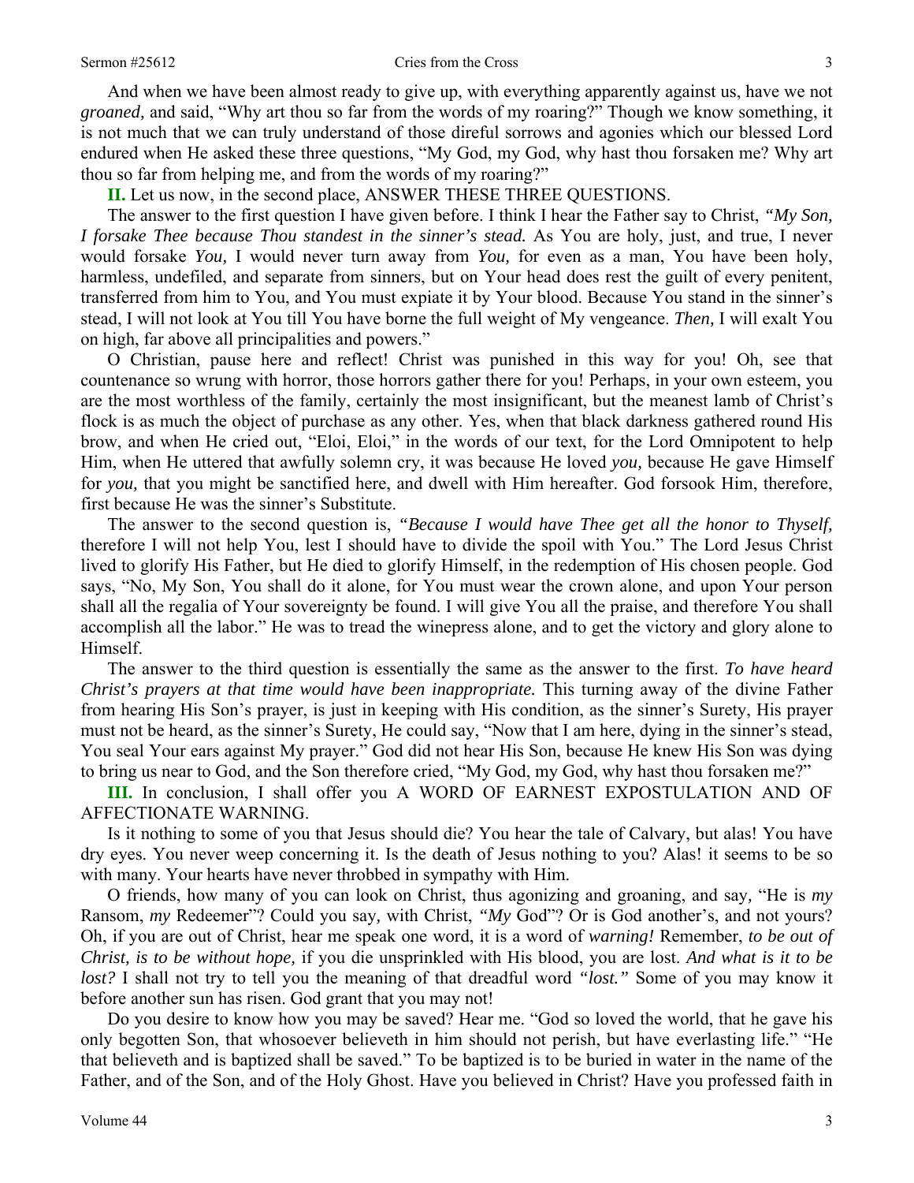And when we have been almost ready to give up, with everything apparently against us, have we not *groaned,* and said, "Why art thou so far from the words of my roaring?" Though we know something, it is not much that we can truly understand of those direful sorrows and agonies which our blessed Lord endured when He asked these three questions, "My God, my God, why hast thou forsaken me? Why art thou so far from helping me, and from the words of my roaring?"

**II.** Let us now, in the second place, ANSWER THESE THREE QUESTIONS.

The answer to the first question I have given before. I think I hear the Father say to Christ, *"My Son, I forsake Thee because Thou standest in the sinner's stead.* As You are holy, just, and true, I never would forsake *You,* I would never turn away from *You,* for even as a man, You have been holy, harmless, undefiled, and separate from sinners, but on Your head does rest the guilt of every penitent, transferred from him to You, and You must expiate it by Your blood. Because You stand in the sinner's stead, I will not look at You till You have borne the full weight of My vengeance. *Then,* I will exalt You on high, far above all principalities and powers."

O Christian, pause here and reflect! Christ was punished in this way for you! Oh, see that countenance so wrung with horror, those horrors gather there for you! Perhaps, in your own esteem, you are the most worthless of the family, certainly the most insignificant, but the meanest lamb of Christ's flock is as much the object of purchase as any other. Yes, when that black darkness gathered round His brow, and when He cried out, "Eloi, Eloi," in the words of our text, for the Lord Omnipotent to help Him, when He uttered that awfully solemn cry, it was because He loved *you,* because He gave Himself for *you,* that you might be sanctified here, and dwell with Him hereafter. God forsook Him, therefore, first because He was the sinner's Substitute.

The answer to the second question is, *"Because I would have Thee get all the honor to Thyself,* therefore I will not help You, lest I should have to divide the spoil with You." The Lord Jesus Christ lived to glorify His Father, but He died to glorify Himself, in the redemption of His chosen people. God says, "No, My Son, You shall do it alone, for You must wear the crown alone, and upon Your person shall all the regalia of Your sovereignty be found. I will give You all the praise, and therefore You shall accomplish all the labor." He was to tread the winepress alone, and to get the victory and glory alone to Himself.

The answer to the third question is essentially the same as the answer to the first. *To have heard Christ's prayers at that time would have been inappropriate.* This turning away of the divine Father from hearing His Son's prayer, is just in keeping with His condition, as the sinner's Surety, His prayer must not be heard, as the sinner's Surety, He could say, "Now that I am here, dying in the sinner's stead, You seal Your ears against My prayer." God did not hear His Son, because He knew His Son was dying to bring us near to God, and the Son therefore cried, "My God, my God, why hast thou forsaken me?"

**III.** In conclusion, I shall offer you A WORD OF EARNEST EXPOSTULATION AND OF AFFECTIONATE WARNING.

Is it nothing to some of you that Jesus should die? You hear the tale of Calvary, but alas! You have dry eyes. You never weep concerning it. Is the death of Jesus nothing to you? Alas! it seems to be so with many. Your hearts have never throbbed in sympathy with Him.

O friends, how many of you can look on Christ, thus agonizing and groaning, and say, "He is *my* Ransom, *my* Redeemer"? Could you say, with Christ, *"My* God"? Or is God another's, and not yours? Oh, if you are out of Christ, hear me speak one word, it is a word of *warning!* Remember, *to be out of Christ, is to be without hope,* if you die unsprinkled with His blood, you are lost. *And what is it to be lost?* I shall not try to tell you the meaning of that dreadful word *"lost."* Some of you may know it before another sun has risen. God grant that you may not!

Do you desire to know how you may be saved? Hear me. "God so loved the world, that he gave his only begotten Son, that whosoever believeth in him should not perish, but have everlasting life." "He that believeth and is baptized shall be saved." To be baptized is to be buried in water in the name of the Father, and of the Son, and of the Holy Ghost. Have you believed in Christ? Have you professed faith in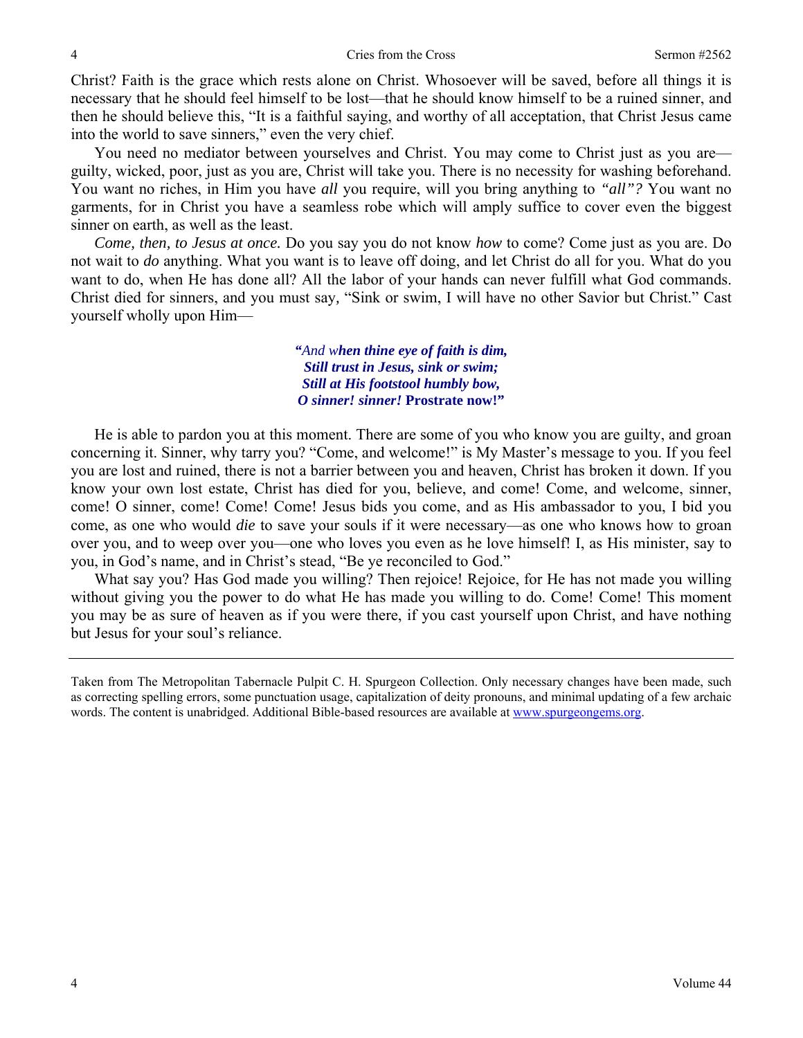Christ? Faith is the grace which rests alone on Christ. Whosoever will be saved, before all things it is necessary that he should feel himself to be lost—that he should know himself to be a ruined sinner, and then he should believe this, "It is a faithful saying, and worthy of all acceptation, that Christ Jesus came into the world to save sinners," even the very chief.

You need no mediator between yourselves and Christ. You may come to Christ just as you are—guilty, wicked, poor, just as you are, Christ will take you. There is no necessity for washing beforehand. You want no riches, in Him you have *all* you require, will you bring anything to *"all"?* You want no garments, for in Christ you have a seamless robe which will amply suffice to cover even the biggest sinner on earth, as well as the least.

*Come, then, to Jesus at once.* Do you say you do not know *how* to come? Come just as you are. Do not wait to *do* anything. What you want is to leave off doing, and let Christ do all for you. What do you want to do, when He has done all? All the labor of your hands can never fulfill what God commands. Christ died for sinners, and you must say, "Sink or swim, I will have no other Savior but Christ." Cast yourself wholly upon Him—

> ***"And when thine eye of faith is dim,***
> ***Still trust in Jesus, sink or swim;***
> ***Still at His footstool humbly bow,***
> ***O sinner! sinner!* Prostrate now!"**

He is able to pardon you at this moment. There are some of you who know you are guilty, and groan concerning it. Sinner, why tarry you? "Come, and welcome!" is My Master's message to you. If you feel you are lost and ruined, there is not a barrier between you and heaven, Christ has broken it down. If you know your own lost estate, Christ has died for you, believe, and come! Come, and welcome, sinner, come! O sinner, come! Come! Come! Jesus bids you come, and as His ambassador to you, I bid you come, as one who would *die* to save your souls if it were necessary—as one who knows how to groan over you, and to weep over you—one who loves you even as he love himself! I, as His minister, say to you, in God's name, and in Christ's stead, "Be ye reconciled to God."

What say you? Has God made you willing? Then rejoice! Rejoice, for He has not made you willing without giving you the power to do what He has made you willing to do. Come! Come! This moment you may be as sure of heaven as if you were there, if you cast yourself upon Christ, and have nothing but Jesus for your soul's reliance.

---

Taken from The Metropolitan Tabernacle Pulpit C. H. Spurgeon Collection. Only necessary changes have been made, such as correcting spelling errors, some punctuation usage, capitalization of deity pronouns, and minimal updating of a few archaic words. The content is unabridged. Additional Bible-based resources are available at www.spurgeongems.org.